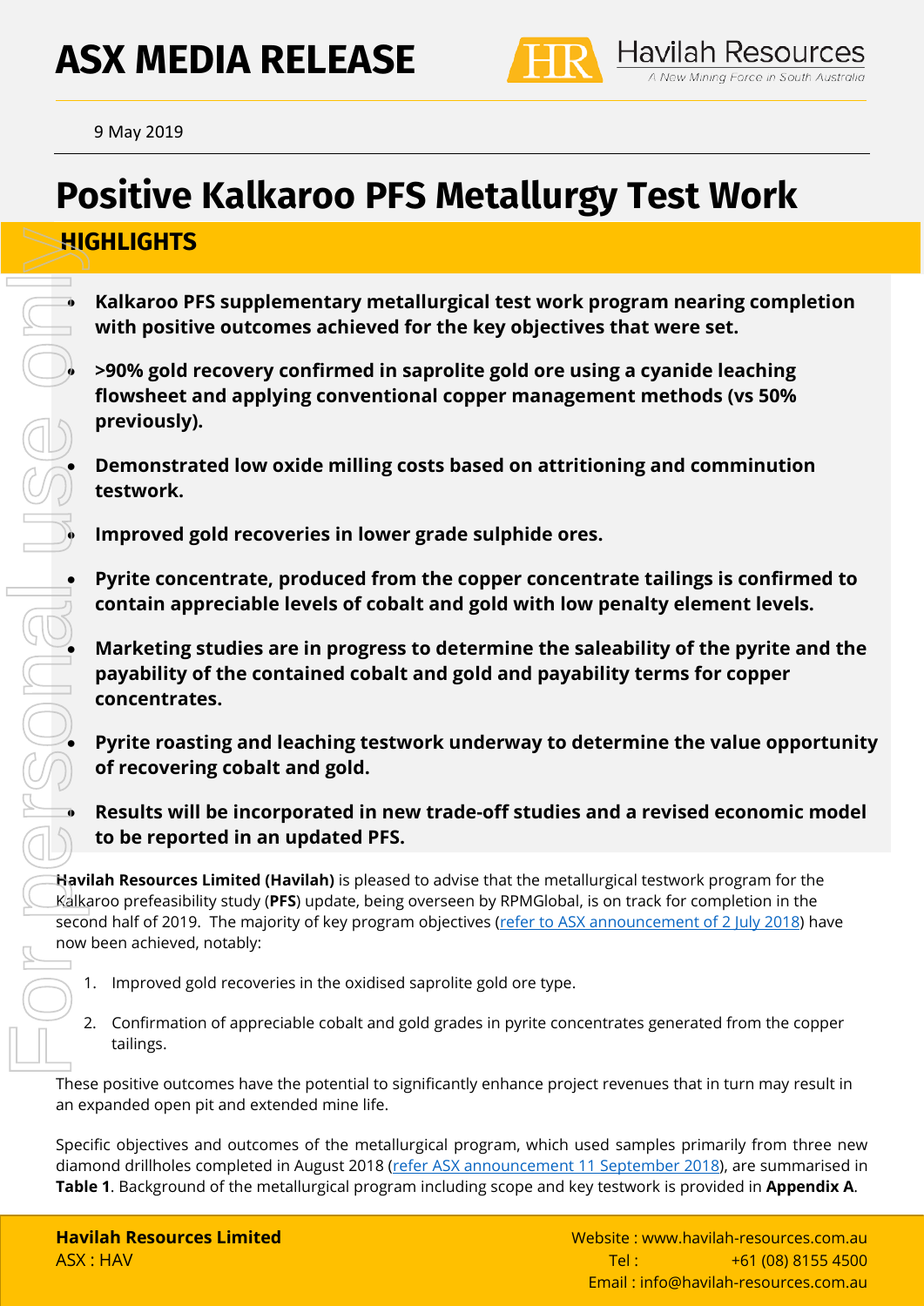# ASX MEDIA RELEASE

9 May 2019

# Positive Kalkaroo PFS Metallurgy Test Work

## HIGHLIGHTS

- **Kalkaroo PFS supplementary metallurgical test work program nearing completion with positive outcomes achieved for the key objectives that were set.**
- **>90% gold recovery confirmed in saprolite gold ore using a cyanide leaching flowsheet and applying conventional copper management methods (vs 50% previously).**
- **Demonstrated low oxide milling costs based on attritioning and comminution testwork.**
- **Improved gold recoveries in lower grade sulphide ores.**
- **Pyrite concentrate, produced from the copper concentrate tailings is confirmed to contain appreciable levels of cobalt and gold with low penalty element levels.**
- **Marketing studies are in progress to determine the saleability of the pyrite and the payability of the contained cobalt and gold and payability terms for copper concentrates.**
- **Pyrite roasting and leaching testwork underway to determine the value opportunity of recovering cobalt and gold.**
- **Results will be incorporated in new trade-off studies and a revised economic model to be reported in an updated PFS.**

**Havilah Resources Limited (Havilah)** is pleased to advise that the metallurgical testwork program for the Kalkaroo prefeasibility study (**PFS**) update, being overseen by RPMGlobal, is on track for completion in the second half of 2019. The majority of key program objectives (refer to ASX announcement of 2 July 2018) have now been achieved, notably:

1. Improved gold recoveries in the oxidised saprolite gold ore type.
2. Confirmation of appreciable cobalt and gold grades in pyrite concentrates generated from the copper tailings.

These positive outcomes have the potential to significantly enhance project revenues that in turn may result in an expanded open pit and extended mine life.

Specific objectives and outcomes of the metallurgical program, which used samples primarily from three new diamond drillholes completed in August 2018 (refer ASX announcement 11 September 2018), are summarised in **Table 1**. Background of the metallurgical program including scope and key testwork is provided in **Appendix A**.

**Havilah Resources Limited**
ASX : HAV

Website : www.havilah-resources.com.au
Tel : +61 (08) 8155 4500
Email : info@havilah-resources.com.au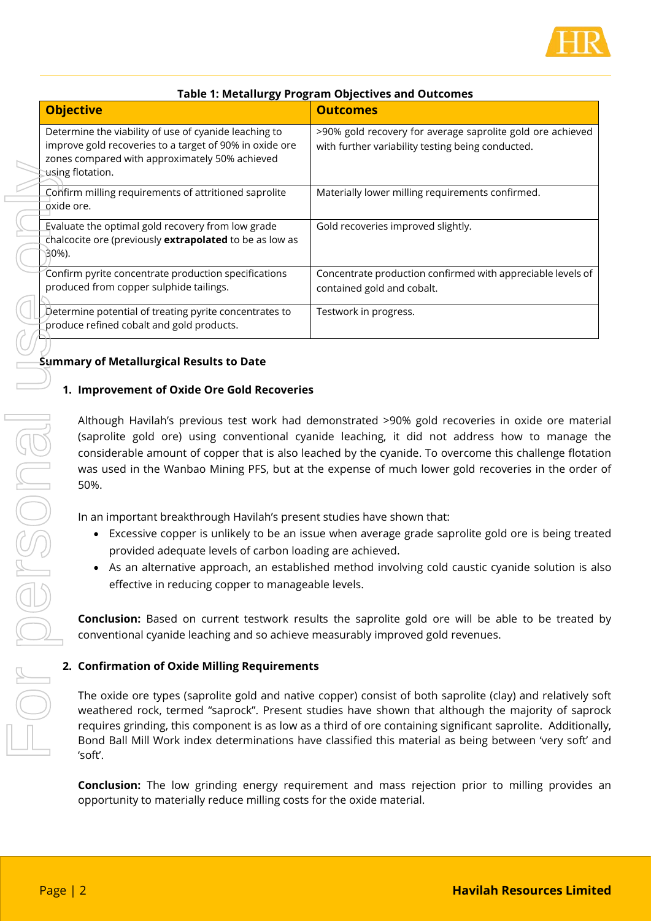**Table 1: Metallurgy Program Objectives and Outcomes**

| Objective | Outcomes |
|---|---|
| Determine the viability of use of cyanide leaching to improve gold recoveries to a target of 90% in oxide ore zones compared with approximately 50% achieved using flotation. | >90% gold recovery for average saprolite gold ore achieved with further variability testing being conducted. |
| Confirm milling requirements of attritioned saprolite oxide ore. | Materially lower milling requirements confirmed. |
| Evaluate the optimal gold recovery from low grade chalcocite ore (previously **extrapolated** to be as low as 30%). | Gold recoveries improved slightly. |
| Confirm pyrite concentrate production specifications produced from copper sulphide tailings. | Concentrate production confirmed with appreciable levels of contained gold and cobalt. |
| Determine potential of treating pyrite concentrates to produce refined cobalt and gold products. | Testwork in progress. |

**Summary of Metallurgical Results to Date**

**1. Improvement of Oxide Ore Gold Recoveries**

Although Havilah's previous test work had demonstrated >90% gold recoveries in oxide ore material (saprolite gold ore) using conventional cyanide leaching, it did not address how to manage the considerable amount of copper that is also leached by the cyanide. To overcome this challenge flotation was used in the Wanbao Mining PFS, but at the expense of much lower gold recoveries in the order of 50%.

In an important breakthrough Havilah's present studies have shown that:

- Excessive copper is unlikely to be an issue when average grade saprolite gold ore is being treated provided adequate levels of carbon loading are achieved.
- As an alternative approach, an established method involving cold caustic cyanide solution is also effective in reducing copper to manageable levels.

**Conclusion:** Based on current testwork results the saprolite gold ore will be able to be treated by conventional cyanide leaching and so achieve measurably improved gold revenues.

**2. Confirmation of Oxide Milling Requirements**

The oxide ore types (saprolite gold and native copper) consist of both saprolite (clay) and relatively soft weathered rock, termed "saprock". Present studies have shown that although the majority of saprock requires grinding, this component is as low as a third of ore containing significant saprolite. Additionally, Bond Ball Mill Work index determinations have classified this material as being between 'very soft' and 'soft'.

**Conclusion:** The low grinding energy requirement and mass rejection prior to milling provides an opportunity to materially reduce milling costs for the oxide material.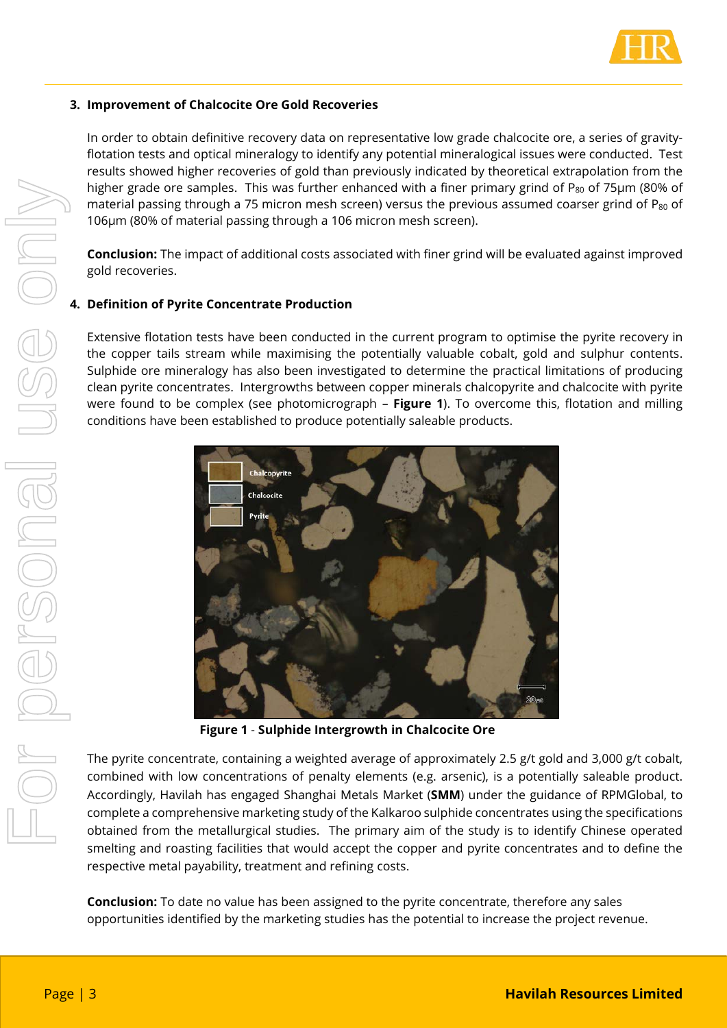### 3. Improvement of Chalcocite Ore Gold Recoveries

In order to obtain definitive recovery data on representative low grade chalcocite ore, a series of gravity-flotation tests and optical mineralogy to identify any potential mineralogical issues were conducted. Test results showed higher recoveries of gold than previously indicated by theoretical extrapolation from the higher grade ore samples. This was further enhanced with a finer primary grind of $P_{80}$ of 75µm (80% of material passing through a 75 micron mesh screen) versus the previous assumed coarser grind of $P_{80}$ of 106µm (80% of material passing through a 106 micron mesh screen).

**Conclusion:** The impact of additional costs associated with finer grind will be evaluated against improved gold recoveries.

### 4. Definition of Pyrite Concentrate Production

Extensive flotation tests have been conducted in the current program to optimise the pyrite recovery in the copper tails stream while maximising the potentially valuable cobalt, gold and sulphur contents. Sulphide ore mineralogy has also been investigated to determine the practical limitations of producing clean pyrite concentrates. Intergrowths between copper minerals chalcopyrite and chalcocite with pyrite were found to be complex (see photomicrograph – **Figure 1**). To overcome this, flotation and milling conditions have been established to produce potentially saleable products.

**Figure 1** - **Sulphide Intergrowth in Chalcocite Ore**

The pyrite concentrate, containing a weighted average of approximately 2.5 g/t gold and 3,000 g/t cobalt, combined with low concentrations of penalty elements (e.g. arsenic), is a potentially saleable product. Accordingly, Havilah has engaged Shanghai Metals Market (**SMM**) under the guidance of RPMGlobal, to complete a comprehensive marketing study of the Kalkaroo sulphide concentrates using the specifications obtained from the metallurgical studies. The primary aim of the study is to identify Chinese operated smelting and roasting facilities that would accept the copper and pyrite concentrates and to define the respective metal payability, treatment and refining costs.

**Conclusion:** To date no value has been assigned to the pyrite concentrate, therefore any sales opportunities identified by the marketing studies has the potential to increase the project revenue.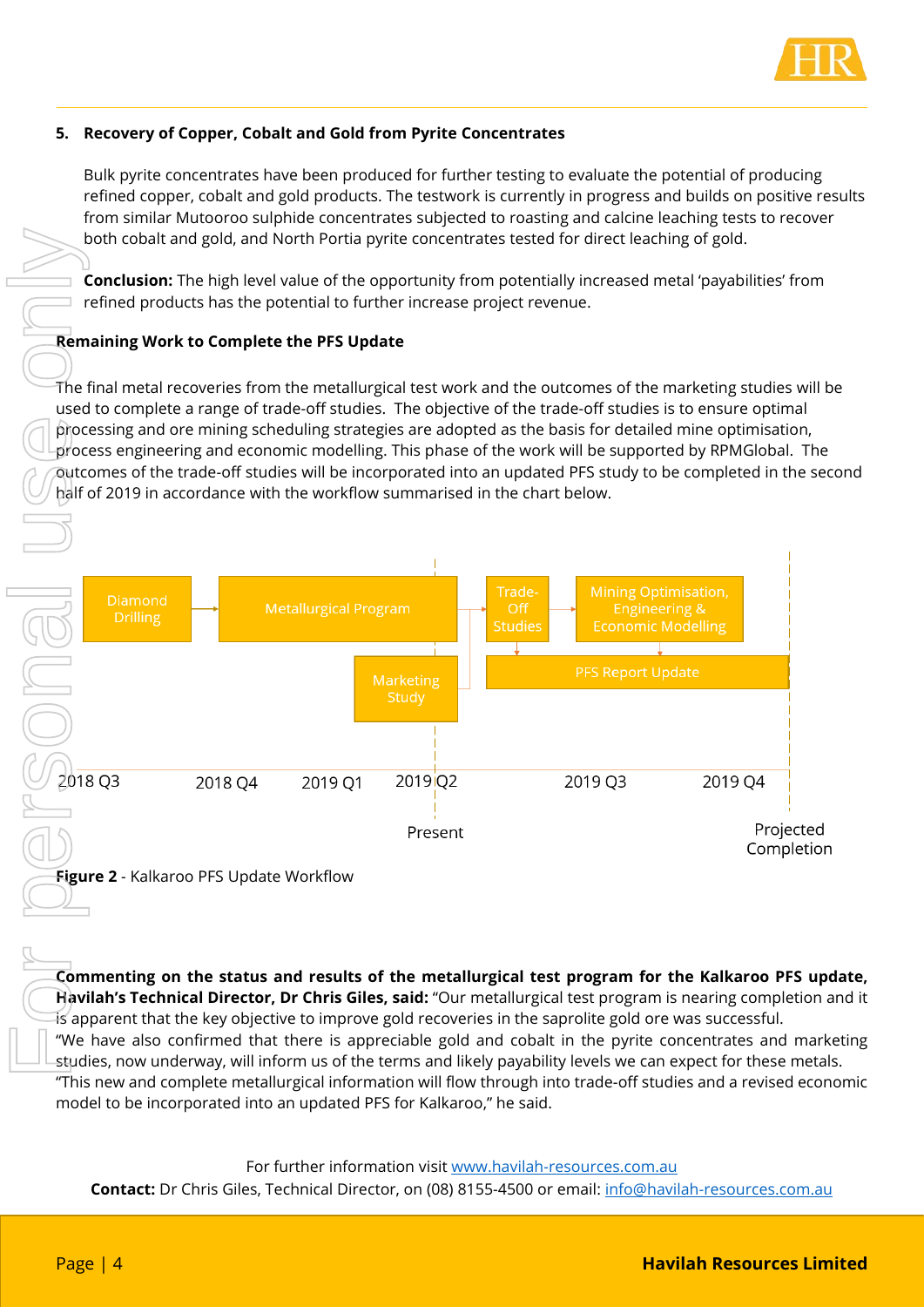**5. Recovery of Copper, Cobalt and Gold from Pyrite Concentrates**

Bulk pyrite concentrates have been produced for further testing to evaluate the potential of producing refined copper, cobalt and gold products. The testwork is currently in progress and builds on positive results from similar Mutooroo sulphide concentrates subjected to roasting and calcine leaching tests to recover both cobalt and gold, and North Portia pyrite concentrates tested for direct leaching of gold.

**Conclusion:** The high level value of the opportunity from potentially increased metal 'payabilities' from refined products has the potential to further increase project revenue.

**Remaining Work to Complete the PFS Update**

The final metal recoveries from the metallurgical test work and the outcomes of the marketing studies will be used to complete a range of trade-off studies. The objective of the trade-off studies is to ensure optimal processing and ore mining scheduling strategies are adopted as the basis for detailed mine optimisation, process engineering and economic modelling. This phase of the work will be supported by RPMGlobal. The outcomes of the trade-off studies will be incorporated into an updated PFS study to be completed in the second half of 2019 in accordance with the workflow summarised in the chart below.

Diamond Drilling → Metallurgical Program → Trade-Off Studies → Mining Optimisation, Engineering & Economic Modelling

Marketing Study → Trade-Off Studies

PFS Report Update

2018 Q3 | 2018 Q4 | 2019 Q1 | 2019 Q2 | 2019 Q3 | 2019 Q4

Present | Projected Completion

**Figure 2** - Kalkaroo PFS Update Workflow

**Commenting on the status and results of the metallurgical test program for the Kalkaroo PFS update, Havilah's Technical Director, Dr Chris Giles, said:** "Our metallurgical test program is nearing completion and it is apparent that the key objective to improve gold recoveries in the saprolite gold ore was successful.

"We have also confirmed that there is appreciable gold and cobalt in the pyrite concentrates and marketing studies, now underway, will inform us of the terms and likely payability levels we can expect for these metals.

"This new and complete metallurgical information will flow through into trade-off studies and a revised economic model to be incorporated into an updated PFS for Kalkaroo," he said.

For further information visit www.havilah-resources.com.au

**Contact:** Dr Chris Giles, Technical Director, on (08) 8155-4500 or email: info@havilah-resources.com.au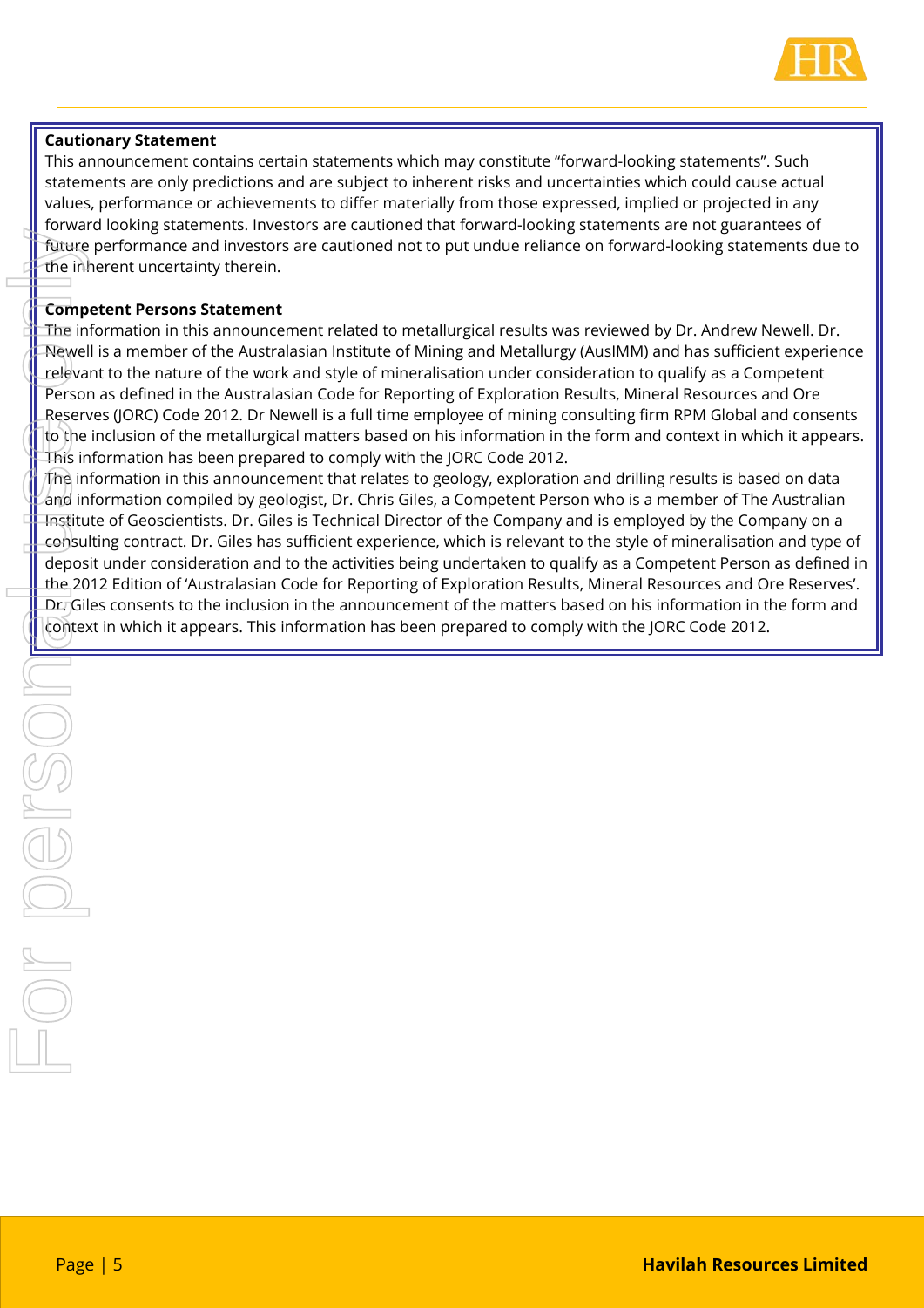**Cautionary Statement**

This announcement contains certain statements which may constitute "forward-looking statements". Such statements are only predictions and are subject to inherent risks and uncertainties which could cause actual values, performance or achievements to differ materially from those expressed, implied or projected in any forward looking statements. Investors are cautioned that forward-looking statements are not guarantees of future performance and investors are cautioned not to put undue reliance on forward-looking statements due to the inherent uncertainty therein.

**Competent Persons Statement**

The information in this announcement related to metallurgical results was reviewed by Dr. Andrew Newell. Dr. Newell is a member of the Australasian Institute of Mining and Metallurgy (AusIMM) and has sufficient experience relevant to the nature of the work and style of mineralisation under consideration to qualify as a Competent Person as defined in the Australasian Code for Reporting of Exploration Results, Mineral Resources and Ore Reserves (JORC) Code 2012. Dr Newell is a full time employee of mining consulting firm RPM Global and consents to the inclusion of the metallurgical matters based on his information in the form and context in which it appears. This information has been prepared to comply with the JORC Code 2012.

The information in this announcement that relates to geology, exploration and drilling results is based on data and information compiled by geologist, Dr. Chris Giles, a Competent Person who is a member of The Australian Institute of Geoscientists. Dr. Giles is Technical Director of the Company and is employed by the Company on a consulting contract. Dr. Giles has sufficient experience, which is relevant to the style of mineralisation and type of deposit under consideration and to the activities being undertaken to qualify as a Competent Person as defined in the 2012 Edition of 'Australasian Code for Reporting of Exploration Results, Mineral Resources and Ore Reserves'. Dr. Giles consents to the inclusion in the announcement of the matters based on his information in the form and context in which it appears. This information has been prepared to comply with the JORC Code 2012.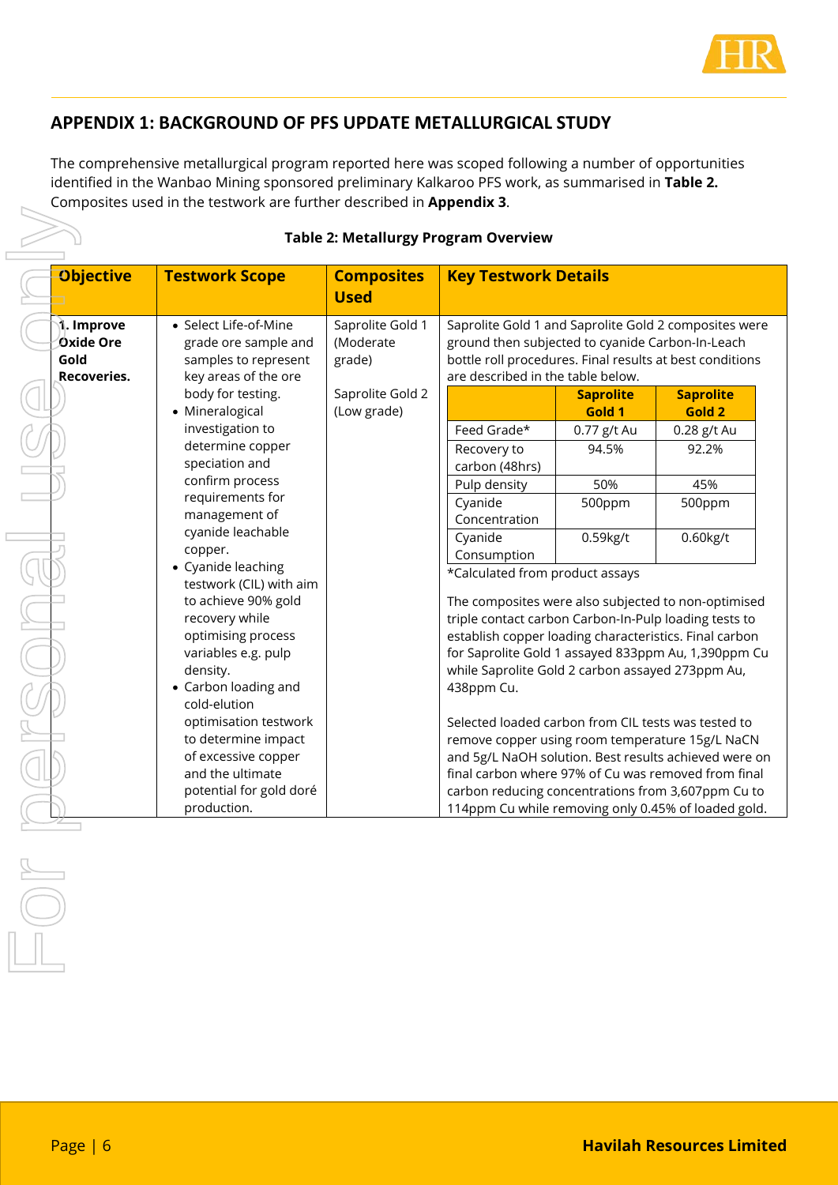## APPENDIX 1: BACKGROUND OF PFS UPDATE METALLURGICAL STUDY

The comprehensive metallurgical program reported here was scoped following a number of opportunities identified in the Wanbao Mining sponsored preliminary Kalkaroo PFS work, as summarised in **Table 2.** Composites used in the testwork are further described in **Appendix 3**.

**Table 2: Metallurgy Program Overview**

| Objective | Testwork Scope | Composites Used | Key Testwork Details |
|---|---|---|---|
| **1. Improve Oxide Ore Gold Recoveries.** | • Select Life-of-Mine grade ore sample and samples to represent key areas of the ore body for testing.<br>• Mineralogical investigation to determine copper speciation and confirm process requirements for management of cyanide leachable copper.<br>• Cyanide leaching testwork (CIL) with aim to achieve 90% gold recovery while optimising process variables e.g. pulp density.<br>• Carbon loading and cold-elution optimisation testwork to determine impact of excessive copper and the ultimate potential for gold doré production. | Saprolite Gold 1 (Moderate grade)<br><br>Saprolite Gold 2 (Low grade) | Saprolite Gold 1 and Saprolite Gold 2 composites were ground then subjected to cyanide Carbon-In-Leach bottle roll procedures. Final results at best conditions are described in the table below.<br><br>(see sub-table below)<br><br>*Calculated from product assays<br><br>The composites were also subjected to non-optimised triple contact carbon Carbon-In-Pulp loading tests to establish copper loading characteristics. Final carbon for Saprolite Gold 1 assayed 833ppm Au, 1,390ppm Cu while Saprolite Gold 2 carbon assayed 273ppm Au, 438ppm Cu.<br><br>Selected loaded carbon from CIL tests was tested to remove copper using room temperature 15g/L NaCN and 5g/L NaOH solution. Best results achieved were on final carbon where 97% of Cu was removed from final carbon reducing concentrations from 3,607ppm Cu to 114ppm Cu while removing only 0.45% of loaded gold. |

| | Saprolite Gold 1 | Saprolite Gold 2 |
|---|---|---|
| Feed Grade* | 0.77 g/t Au | 0.28 g/t Au |
| Recovery to carbon (48hrs) | 94.5% | 92.2% |
| Pulp density | 50% | 45% |
| Cyanide Concentration | 500ppm | 500ppm |
| Cyanide Consumption | 0.59kg/t | 0.60kg/t |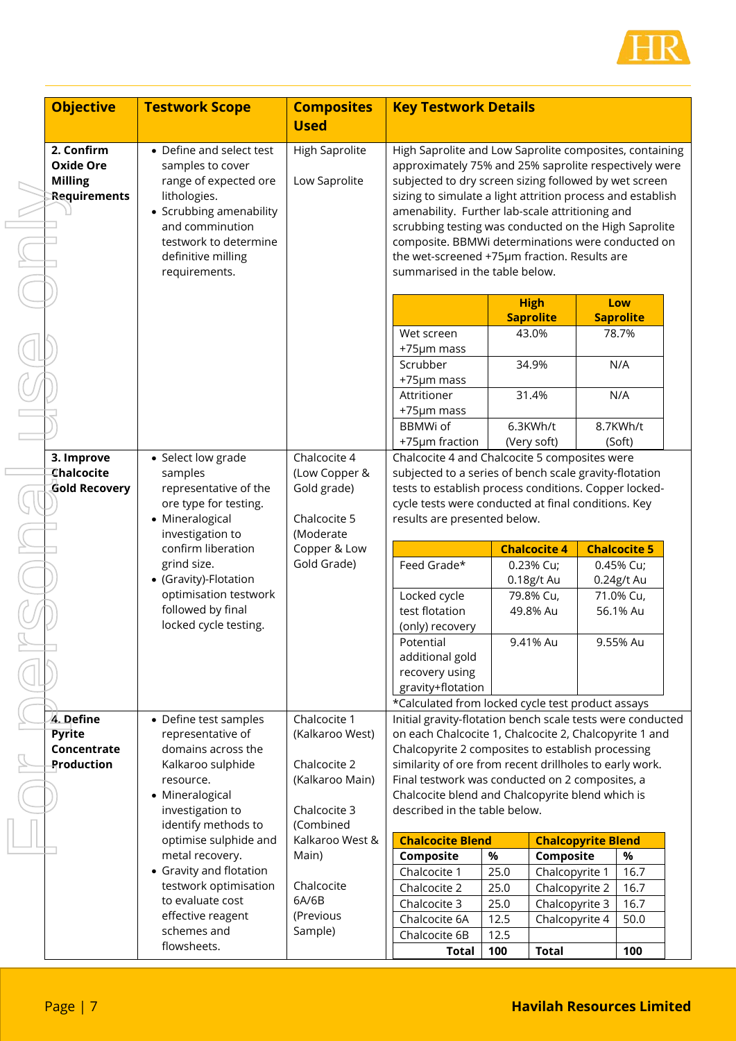| Objective | Testwork Scope | Composites Used | Key Testwork Details |
| --- | --- | --- | --- |
| **2. Confirm Oxide Ore Milling Requirements** | • Define and select test samples to cover range of expected ore lithologies.<br>• Scrubbing amenability and comminution testwork to determine definitive milling requirements. | High Saprolite<br><br>Low Saprolite | High Saprolite and Low Saprolite composites, containing approximately 75% and 25% saprolite respectively were subjected to dry screen sizing followed by wet screen sizing to simulate a light attrition process and establish amenability. Further lab-scale attritioning and scrubbing testing was conducted on the High Saprolite composite. BBMWi determinations were conducted on the wet-screened +75µm fraction. Results are summarised in the table below. |
| **3. Improve Chalcocite Gold Recovery** | • Select low grade samples representative of the ore type for testing.<br>• Mineralogical investigation to confirm liberation grind size.<br>• (Gravity)-Flotation optimisation testwork followed by final locked cycle testing. | Chalcocite 4 (Low Copper & Gold grade)<br><br>Chalcocite 5 (Moderate Copper & Low Gold Grade) | Chalcocite 4 and Chalcocite 5 composites were subjected to a series of bench scale gravity-flotation tests to establish process conditions. Copper locked-cycle tests were conducted at final conditions. Key results are presented below. |
| **4. Define Pyrite Concentrate Production** | • Define test samples representative of domains across the Kalkaroo sulphide resource.<br>• Mineralogical investigation to identify methods to optimise sulphide and metal recovery.<br>• Gravity and flotation testwork optimisation to evaluate cost effective reagent schemes and flowsheets. | Chalcocite 1 (Kalkaroo West)<br><br>Chalcocite 2 (Kalkaroo Main)<br><br>Chalcocite 3 (Combined Kalkaroo West & Main)<br><br>Chalcocite 6A/6B (Previous Sample) | Initial gravity-flotation bench scale tests were conducted on each Chalcocite 1, Chalcocite 2, Chalcopyrite 1 and Chalcopyrite 2 composites to establish processing similarity of ore from recent drillholes to early work. Final testwork was conducted on 2 composites, a Chalcocite blend and Chalcopyrite blend which is described in the table below. |

**Objective 2 – Results:**

| | High Saprolite | Low Saprolite |
| --- | --- | --- |
| Wet screen +75µm mass | 43.0% | 78.7% |
| Scrubber +75µm mass | 34.9% | N/A |
| Attritioner +75µm mass | 31.4% | N/A |
| BBMWi of +75µm fraction | 6.3KWh/t (Very soft) | 8.7KWh/t (Soft) |

**Objective 3 – Key results:**

| | Chalcocite 4 | Chalcocite 5 |
| --- | --- | --- |
| Feed Grade* | 0.23% Cu; 0.18g/t Au | 0.45% Cu; 0.24g/t Au |
| Locked cycle test flotation (only) recovery | 79.8% Cu, 49.8% Au | 71.0% Cu, 56.1% Au |
| Potential additional gold recovery using gravity+flotation | 9.41% Au | 9.55% Au |

*Calculated from locked cycle test product assays

**Objective 4 – Composite blends:**

| Chalcocite Blend Composite | % | Chalcopyrite Blend Composite | % |
| --- | --- | --- | --- |
| Chalcocite 1 | 25.0 | Chalcopyrite 1 | 16.7 |
| Chalcocite 2 | 25.0 | Chalcopyrite 2 | 16.7 |
| Chalcocite 3 | 25.0 | Chalcopyrite 3 | 16.7 |
| Chalcocite 6A | 12.5 | Chalcopyrite 4 | 50.0 |
| Chalcocite 6B | 12.5 | | |
| **Total** | **100** | **Total** | **100** |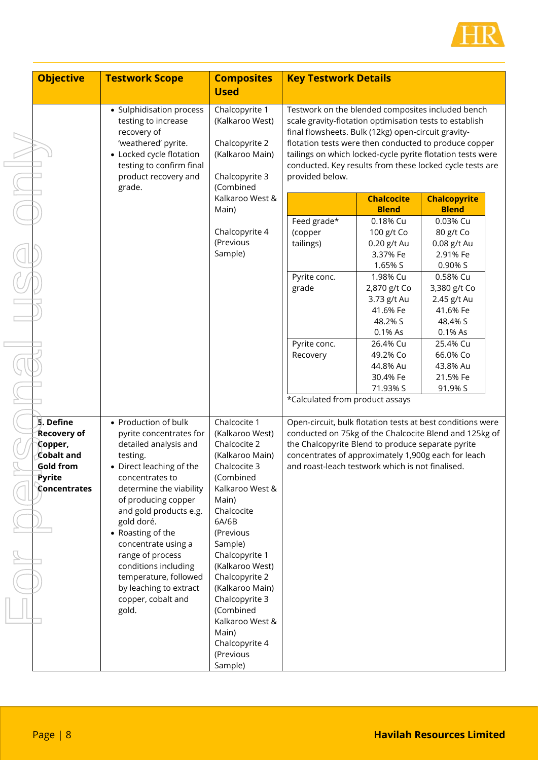| Objective | Testwork Scope | Composites Used | Key Testwork Details |
|---|---|---|---|
| | • Sulphidisation process testing to increase recovery of 'weathered' pyrite.<br>• Locked cycle flotation testing to confirm final product recovery and grade. | Chalcopyrite 1 (Kalkaroo West)<br><br>Chalcopyrite 2 (Kalkaroo Main)<br><br>Chalcopyrite 3 (Combined Kalkaroo West & Main)<br><br>Chalcopyrite 4 (Previous Sample) | Testwork on the blended composites included bench scale gravity-flotation optimisation tests to establish final flowsheets. Bulk (12kg) open-circuit gravity-flotation tests were then conducted to produce copper tailings on which locked-cycle pyrite flotation tests were conducted. Key results from these locked cycle tests are provided below. (See nested table below.)<br><br>*Calculated from product assays |
| **5. Define Recovery of Copper, Cobalt and Gold from Pyrite Concentrates** | • Production of bulk pyrite concentrates for detailed analysis and testing.<br>• Direct leaching of the concentrates to determine the viability of producing copper and gold products e.g. gold doré.<br>• Roasting of the concentrate using a range of process conditions including temperature, followed by leaching to extract copper, cobalt and gold. | Chalcocite 1 (Kalkaroo West)<br>Chalcocite 2 (Kalkaroo Main)<br>Chalcocite 3 (Combined Kalkaroo West & Main)<br>Chalcocite 6A/6B (Previous Sample)<br>Chalcopyrite 1 (Kalkaroo West)<br>Chalcopyrite 2 (Kalkaroo Main)<br>Chalcopyrite 3 (Combined Kalkaroo West & Main)<br>Chalcopyrite 4 (Previous Sample) | Open-circuit, bulk flotation tests at best conditions were conducted on 75kg of the Chalcocite Blend and 125kg of the Chalcopyrite Blend to produce separate pyrite concentrates of approximately 1,900g each for leach and roast-leach testwork which is not finalised. |

| | Chalcocite Blend | Chalcopyrite Blend |
|---|---|---|
| Feed grade* (copper tailings) | 0.18% Cu<br>100 g/t Co<br>0.20 g/t Au<br>3.37% Fe<br>1.65% S | 0.03% Cu<br>80 g/t Co<br>0.08 g/t Au<br>2.91% Fe<br>0.90% S |
| Pyrite conc. grade | 1.98% Cu<br>2,870 g/t Co<br>3.73 g/t Au<br>41.6% Fe<br>48.2% S<br>0.1% As | 0.58% Cu<br>3,380 g/t Co<br>2.45 g/t Au<br>41.6% Fe<br>48.4% S<br>0.1% As |
| Pyrite conc. Recovery | 26.4% Cu<br>49.2% Co<br>44.8% Au<br>30.4% Fe<br>71.93% S | 25.4% Cu<br>66.0% Co<br>43.8% Au<br>21.5% Fe<br>91.9% S |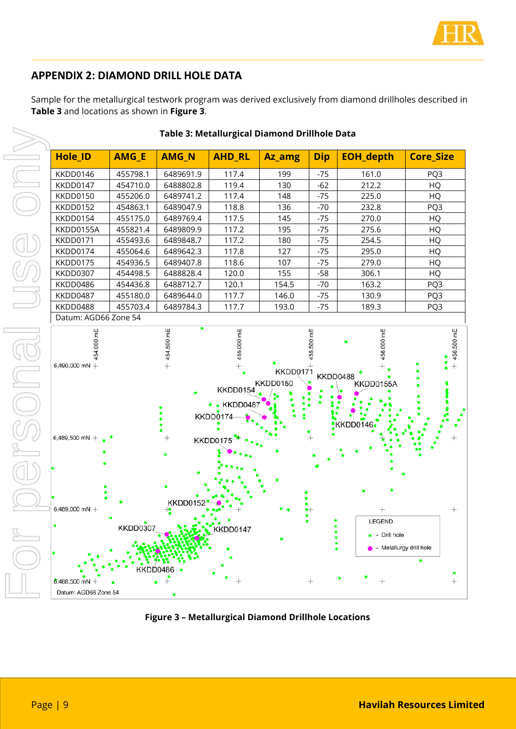## APPENDIX 2: DIAMOND DRILL HOLE DATA

Sample for the metallurgical testwork program was derived exclusively from diamond drillholes described in **Table 3** and locations as shown in **Figure 3**.

**Table 3: Metallurgical Diamond Drillhole Data**

| Hole_ID | AMG_E | AMG_N | AHD_RL | Az_amg | Dip | EOH_depth | Core_Size |
|---|---|---|---|---|---|---|---|
| KKDD0146 | 455798.1 | 6489691.9 | 117.4 | 199 | -75 | 161.0 | PQ3 |
| KKDD0147 | 454710.0 | 6488802.8 | 119.4 | 130 | -62 | 212.2 | HQ |
| KKDD0150 | 455206.0 | 6489741.2 | 117.4 | 148 | -75 | 225.0 | HQ |
| KKDD0152 | 454863.1 | 6489047.9 | 118.8 | 136 | -70 | 232.8 | PQ3 |
| KKDD0154 | 455175.0 | 6489769.4 | 117.5 | 145 | -75 | 270.0 | HQ |
| KKDD0155A | 455821.4 | 6489809.9 | 117.2 | 195 | -75 | 275.6 | HQ |
| KKDD0171 | 455493.6 | 6489848.7 | 117.2 | 180 | -75 | 254.5 | HQ |
| KKDD0174 | 455064.6 | 6489642.3 | 117.8 | 127 | -75 | 295.0 | HQ |
| KKDD0175 | 454936.5 | 6489407.8 | 118.6 | 107 | -75 | 279.0 | HQ |
| KKDD0307 | 454498.5 | 6488828.4 | 120.0 | 155 | -58 | 306.1 | HQ |
| KKDD0486 | 454436.8 | 6488712.7 | 120.1 | 154.5 | -70 | 163.2 | PQ3 |
| KKDD0487 | 455180.0 | 6489644.0 | 117.7 | 146.0 | -75 | 130.9 | PQ3 |
| KKDD0488 | 455703.4 | 6489784.3 | 117.7 | 193.0 | -75 | 189.3 | PQ3 |

Datum: AGD66 Zone 54

**Figure 3 – Metallurgical Diamond Drillhole Locations**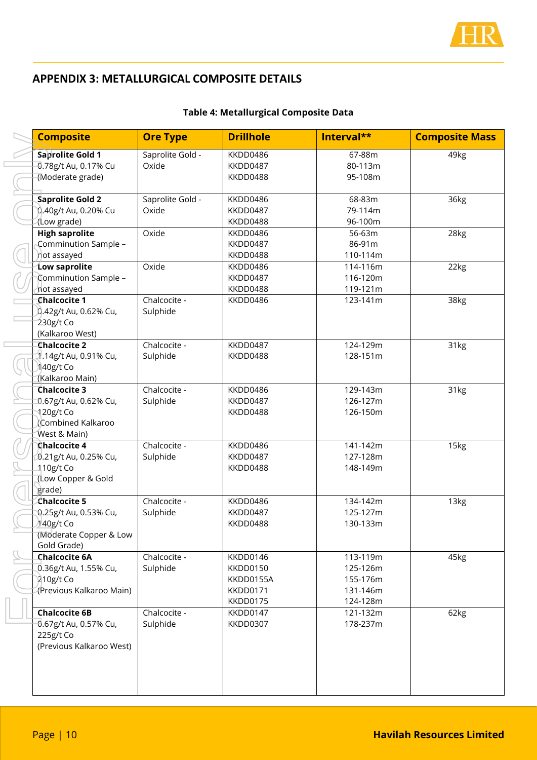## APPENDIX 3: METALLURGICAL COMPOSITE DETAILS

**Table 4: Metallurgical Composite Data**

| Composite | Ore Type | Drillhole | Interval** | Composite Mass |
|---|---|---|---|---|
| **Saprolite Gold 1**<br>0.78g/t Au, 0.17% Cu<br>(Moderate grade) | Saprolite Gold - Oxide | KKDD0486<br>KKDD0487<br>KKDD0488 | 67-88m<br>80-113m<br>95-108m | 49kg |
| **Saprolite Gold 2**<br>0.40g/t Au, 0.20% Cu<br>(Low grade) | Saprolite Gold - Oxide | KKDD0486<br>KKDD0487<br>KKDD0488 | 68-83m<br>79-114m<br>96-100m | 36kg |
| **High saprolite**<br>Comminution Sample – not assayed | Oxide | KKDD0486<br>KKDD0487<br>KKDD0488 | 56-63m<br>86-91m<br>110-114m | 28kg |
| **Low saprolite**<br>Comminution Sample – not assayed | Oxide | KKDD0486<br>KKDD0487<br>KKDD0488 | 114-116m<br>116-120m<br>119-121m | 22kg |
| **Chalcocite 1**<br>0.42g/t Au, 0.62% Cu, 230g/t Co<br>(Kalkaroo West) | Chalcocite - Sulphide | KKDD0486 | 123-141m | 38kg |
| **Chalcocite 2**<br>1.14g/t Au, 0.91% Cu, 140g/t Co<br>(Kalkaroo Main) | Chalcocite - Sulphide | KKDD0487<br>KKDD0488 | 124-129m<br>128-151m | 31kg |
| **Chalcocite 3**<br>0.67g/t Au, 0.62% Cu, 120g/t Co<br>(Combined Kalkaroo West & Main) | Chalcocite - Sulphide | KKDD0486<br>KKDD0487<br>KKDD0488 | 129-143m<br>126-127m<br>126-150m | 31kg |
| **Chalcocite 4**<br>0.21g/t Au, 0.25% Cu, 110g/t Co<br>(Low Copper & Gold grade) | Chalcocite - Sulphide | KKDD0486<br>KKDD0487<br>KKDD0488 | 141-142m<br>127-128m<br>148-149m | 15kg |
| **Chalcocite 5**<br>0.25g/t Au, 0.53% Cu, 140g/t Co<br>(Moderate Copper & Low Gold Grade) | Chalcocite - Sulphide | KKDD0486<br>KKDD0487<br>KKDD0488 | 134-142m<br>125-127m<br>130-133m | 13kg |
| **Chalcocite 6A**<br>0.36g/t Au, 1.55% Cu, 210g/t Co<br>(Previous Kalkaroo Main) | Chalcocite - Sulphide | KKDD0146<br>KKDD0150<br>KKDD0155A<br>KKDD0171<br>KKDD0175 | 113-119m<br>125-126m<br>155-176m<br>131-146m<br>124-128m | 45kg |
| **Chalcocite 6B**<br>0.67g/t Au, 0.57% Cu, 225g/t Co<br>(Previous Kalkaroo West) | Chalcocite - Sulphide | KKDD0147<br>KKDD0307 | 121-132m<br>178-237m | 62kg |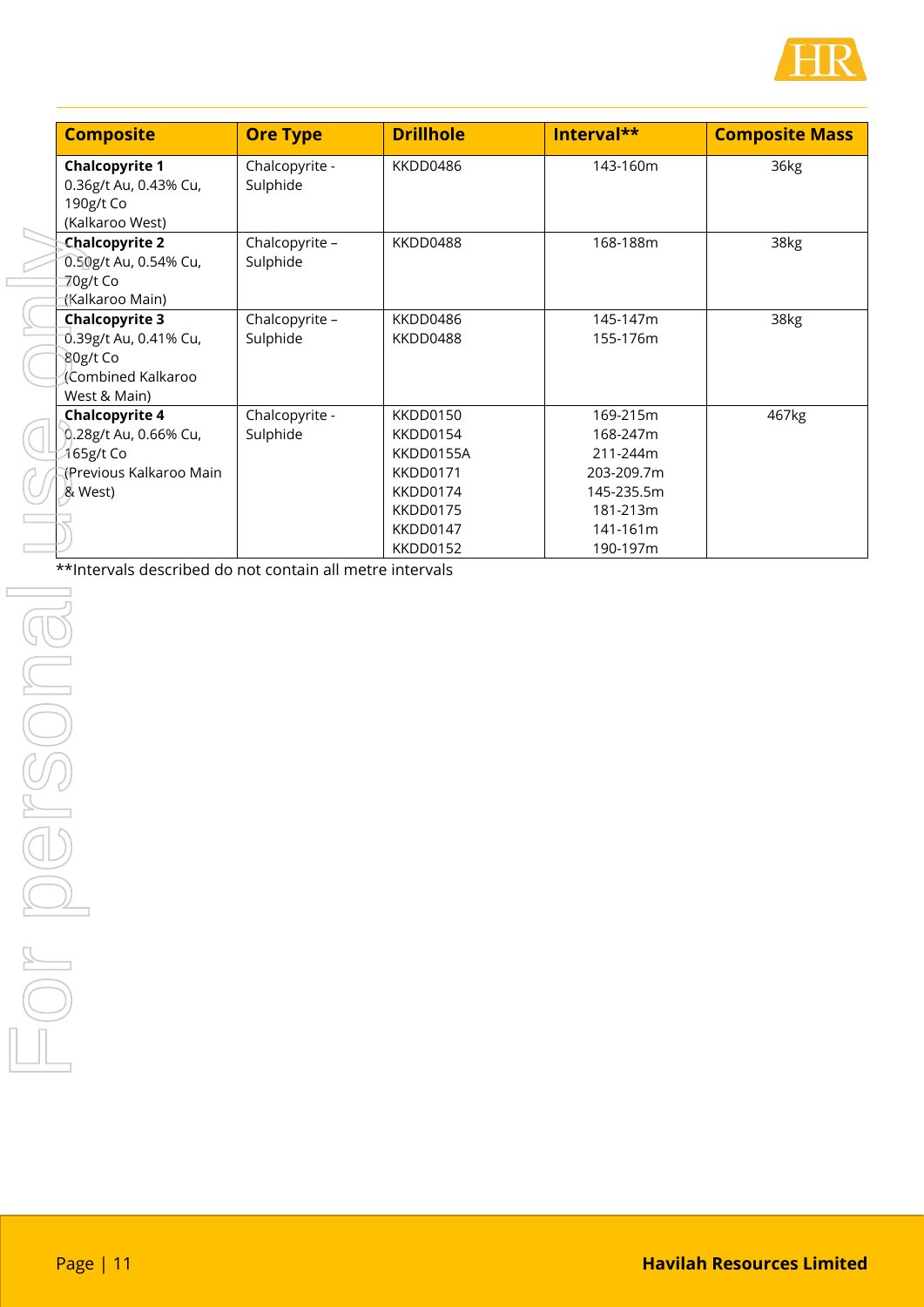| Composite | Ore Type | Drillhole | Interval** | Composite Mass |
|---|---|---|---|---|
| **Chalcopyrite 1**<br>0.36g/t Au, 0.43% Cu, 190g/t Co<br>(Kalkaroo West) | Chalcopyrite - Sulphide | KKDD0486 | 143-160m | 36kg |
| **Chalcopyrite 2**<br>0.50g/t Au, 0.54% Cu, 70g/t Co<br>(Kalkaroo Main) | Chalcopyrite – Sulphide | KKDD0488 | 168-188m | 38kg |
| **Chalcopyrite 3**<br>0.39g/t Au, 0.41% Cu, 80g/t Co<br>(Combined Kalkaroo West & Main) | Chalcopyrite – Sulphide | KKDD0486<br>KKDD0488 | 145-147m<br>155-176m | 38kg |
| **Chalcopyrite 4**<br>0.28g/t Au, 0.66% Cu, 165g/t Co<br>(Previous Kalkaroo Main & West) | Chalcopyrite - Sulphide | KKDD0150<br>KKDD0154<br>KKDD0155A<br>KKDD0171<br>KKDD0174<br>KKDD0175<br>KKDD0147<br>KKDD0152 | 169-215m<br>168-247m<br>211-244m<br>203-209.7m<br>145-235.5m<br>181-213m<br>141-161m<br>190-197m | 467kg |

**Intervals described do not contain all metre intervals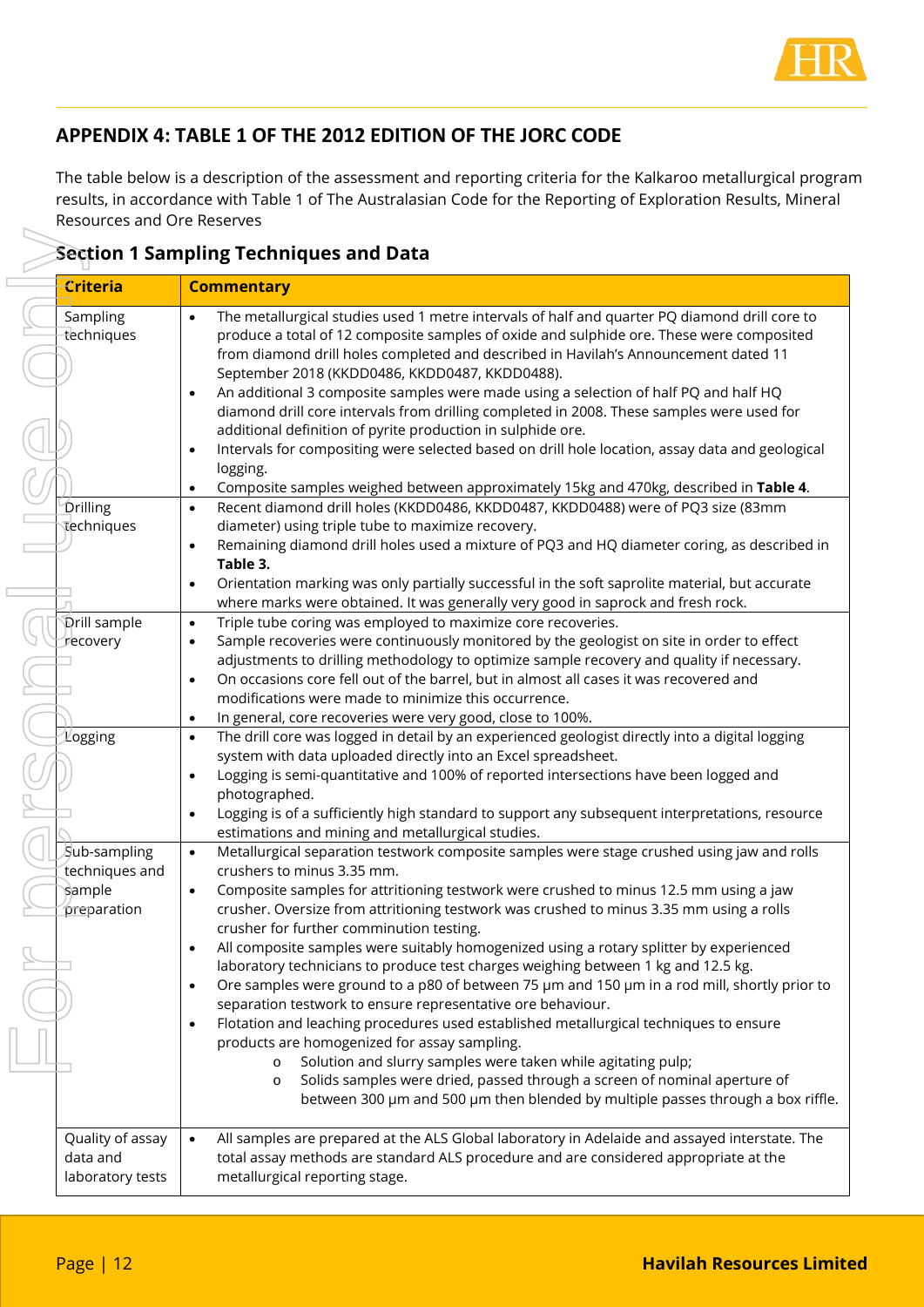## APPENDIX 4: TABLE 1 OF THE 2012 EDITION OF THE JORC CODE

The table below is a description of the assessment and reporting criteria for the Kalkaroo metallurgical program results, in accordance with Table 1 of The Australasian Code for the Reporting of Exploration Results, Mineral Resources and Ore Reserves

### Section 1 Sampling Techniques and Data

| Criteria | Commentary |
|---|---|
| Sampling techniques | • The metallurgical studies used 1 metre intervals of half and quarter PQ diamond drill core to produce a total of 12 composite samples of oxide and sulphide ore. These were composited from diamond drill holes completed and described in Havilah's Announcement dated 11 September 2018 (KKDD0486, KKDD0487, KKDD0488).<br>• An additional 3 composite samples were made using a selection of half PQ and half HQ diamond drill core intervals from drilling completed in 2008. These samples were used for additional definition of pyrite production in sulphide ore.<br>• Intervals for compositing were selected based on drill hole location, assay data and geological logging.<br>• Composite samples weighed between approximately 15kg and 470kg, described in **Table 4**. |
| Drilling techniques | • Recent diamond drill holes (KKDD0486, KKDD0487, KKDD0488) were of PQ3 size (83mm diameter) using triple tube to maximize recovery.<br>• Remaining diamond drill holes used a mixture of PQ3 and HQ diameter coring, as described in **Table 3.**<br>• Orientation marking was only partially successful in the soft saprolite material, but accurate where marks were obtained. It was generally very good in saprock and fresh rock. |
| Drill sample recovery | • Triple tube coring was employed to maximize core recoveries.<br>• Sample recoveries were continuously monitored by the geologist on site in order to effect adjustments to drilling methodology to optimize sample recovery and quality if necessary.<br>• On occasions core fell out of the barrel, but in almost all cases it was recovered and modifications were made to minimize this occurrence.<br>• In general, core recoveries were very good, close to 100%. |
| Logging | • The drill core was logged in detail by an experienced geologist directly into a digital logging system with data uploaded directly into an Excel spreadsheet.<br>• Logging is semi-quantitative and 100% of reported intersections have been logged and photographed.<br>• Logging is of a sufficiently high standard to support any subsequent interpretations, resource estimations and mining and metallurgical studies. |
| Sub-sampling techniques and sample preparation | • Metallurgical separation testwork composite samples were stage crushed using jaw and rolls crushers to minus 3.35 mm.<br>• Composite samples for attritioning testwork were crushed to minus 12.5 mm using a jaw crusher. Oversize from attritioning testwork was crushed to minus 3.35 mm using a rolls crusher for further comminution testing.<br>• All composite samples were suitably homogenized using a rotary splitter by experienced laboratory technicians to produce test charges weighing between 1 kg and 12.5 kg.<br>• Ore samples were ground to a p80 of between 75 µm and 150 µm in a rod mill, shortly prior to separation testwork to ensure representative ore behaviour.<br>• Flotation and leaching procedures used established metallurgical techniques to ensure products are homogenized for assay sampling.<br>&nbsp;&nbsp;&nbsp;&nbsp;o Solution and slurry samples were taken while agitating pulp;<br>&nbsp;&nbsp;&nbsp;&nbsp;o Solids samples were dried, passed through a screen of nominal aperture of between 300 µm and 500 µm then blended by multiple passes through a box riffle. |
| Quality of assay data and laboratory tests | • All samples are prepared at the ALS Global laboratory in Adelaide and assayed interstate. The total assay methods are standard ALS procedure and are considered appropriate at the metallurgical reporting stage. |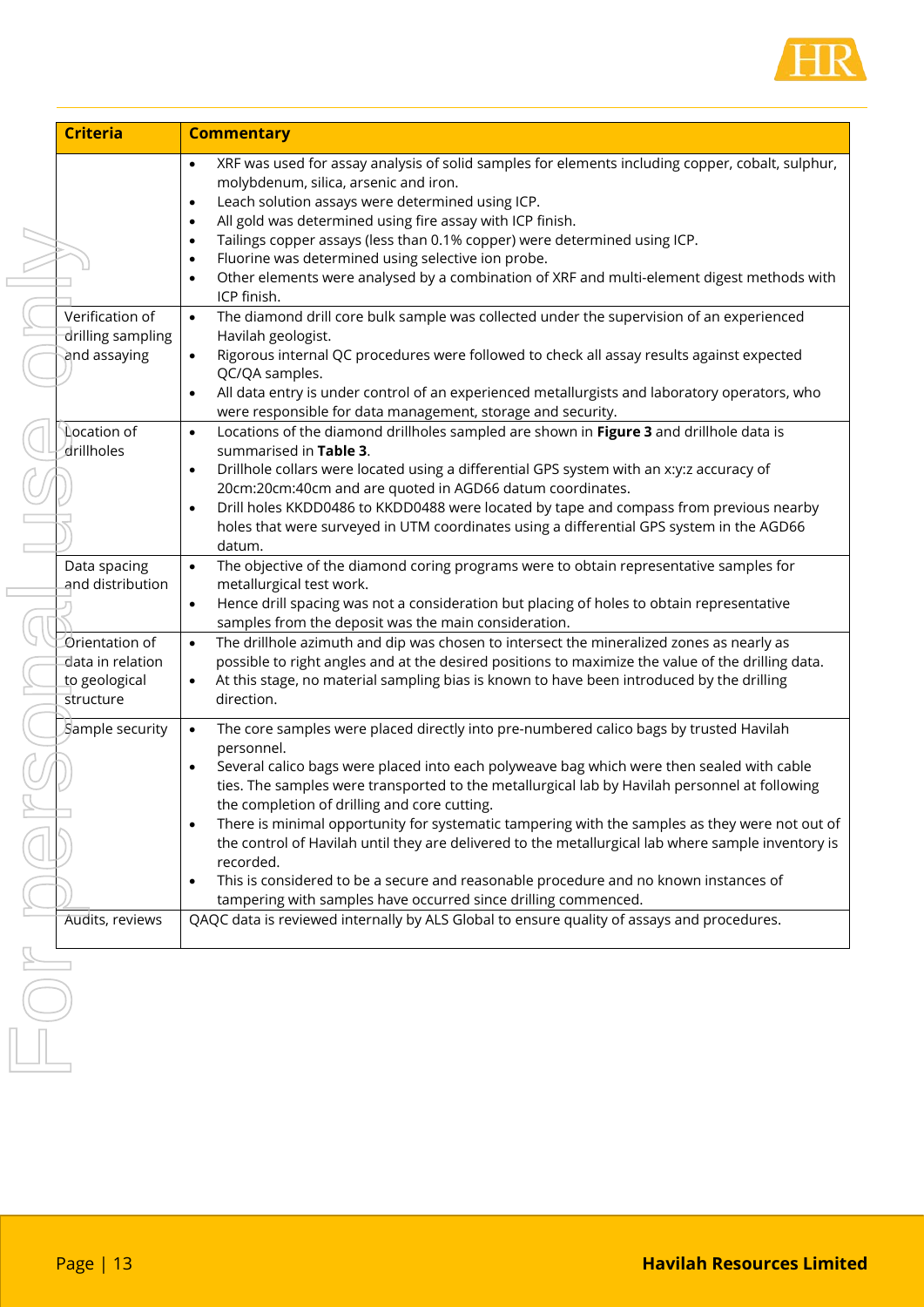| Criteria | Commentary |
|---|---|
| | • XRF was used for assay analysis of solid samples for elements including copper, cobalt, sulphur, molybdenum, silica, arsenic and iron.<br>• Leach solution assays were determined using ICP.<br>• All gold was determined using fire assay with ICP finish.<br>• Tailings copper assays (less than 0.1% copper) were determined using ICP.<br>• Fluorine was determined using selective ion probe.<br>• Other elements were analysed by a combination of XRF and multi-element digest methods with ICP finish. |
| Verification of drilling sampling and assaying | • The diamond drill core bulk sample was collected under the supervision of an experienced Havilah geologist.<br>• Rigorous internal QC procedures were followed to check all assay results against expected QC/QA samples.<br>• All data entry is under control of an experienced metallurgists and laboratory operators, who were responsible for data management, storage and security. |
| Location of drillholes | • Locations of the diamond drillholes sampled are shown in **Figure 3** and drillhole data is summarised in **Table 3**.<br>• Drillhole collars were located using a differential GPS system with an x:y:z accuracy of 20cm:20cm:40cm and are quoted in AGD66 datum coordinates.<br>• Drill holes KKDD0486 to KKDD0488 were located by tape and compass from previous nearby holes that were surveyed in UTM coordinates using a differential GPS system in the AGD66 datum. |
| Data spacing and distribution | • The objective of the diamond coring programs were to obtain representative samples for metallurgical test work.<br>• Hence drill spacing was not a consideration but placing of holes to obtain representative samples from the deposit was the main consideration. |
| Orientation of data in relation to geological structure | • The drillhole azimuth and dip was chosen to intersect the mineralized zones as nearly as possible to right angles and at the desired positions to maximize the value of the drilling data.<br>• At this stage, no material sampling bias is known to have been introduced by the drilling direction. |
| Sample security | • The core samples were placed directly into pre-numbered calico bags by trusted Havilah personnel.<br>• Several calico bags were placed into each polyweave bag which were then sealed with cable ties. The samples were transported to the metallurgical lab by Havilah personnel at following the completion of drilling and core cutting.<br>• There is minimal opportunity for systematic tampering with the samples as they were not out of the control of Havilah until they are delivered to the metallurgical lab where sample inventory is recorded.<br>• This is considered to be a secure and reasonable procedure and no known instances of tampering with samples have occurred since drilling commenced. |
| Audits, reviews | QAQC data is reviewed internally by ALS Global to ensure quality of assays and procedures. |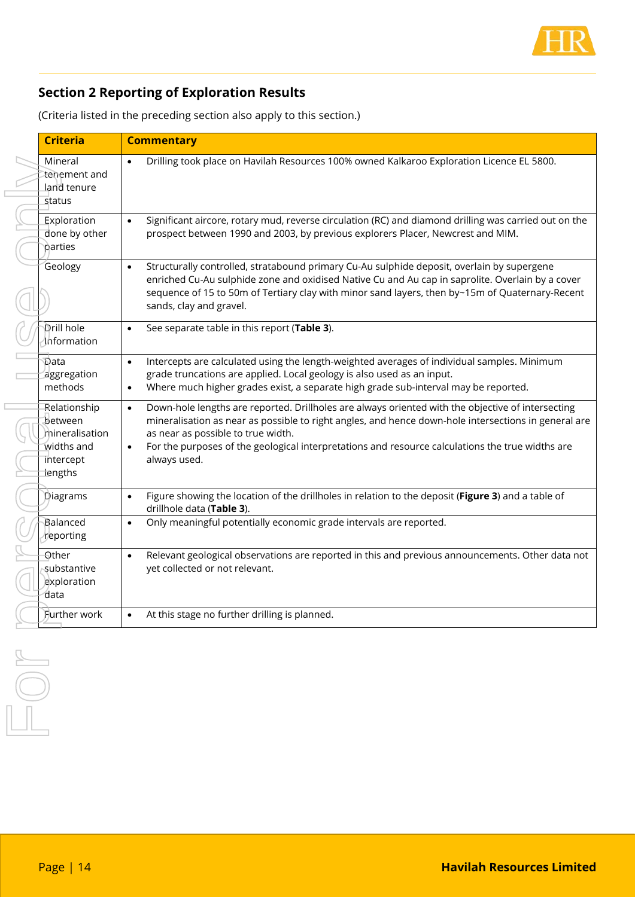## Section 2 Reporting of Exploration Results

(Criteria listed in the preceding section also apply to this section.)

| Criteria | Commentary |
|---|---|
| Mineral tenement and land tenure status | • Drilling took place on Havilah Resources 100% owned Kalkaroo Exploration Licence EL 5800. |
| Exploration done by other parties | • Significant aircore, rotary mud, reverse circulation (RC) and diamond drilling was carried out on the prospect between 1990 and 2003, by previous explorers Placer, Newcrest and MIM. |
| Geology | • Structurally controlled, stratabound primary Cu-Au sulphide deposit, overlain by supergene enriched Cu-Au sulphide zone and oxidised Native Cu and Au cap in saprolite. Overlain by a cover sequence of 15 to 50m of Tertiary clay with minor sand layers, then by~15m of Quaternary-Recent sands, clay and gravel. |
| Drill hole Information | • See separate table in this report (**Table 3**). |
| Data aggregation methods | • Intercepts are calculated using the length-weighted averages of individual samples. Minimum grade truncations are applied. Local geology is also used as an input.<br>• Where much higher grades exist, a separate high grade sub-interval may be reported. |
| Relationship between mineralisation widths and intercept lengths | • Down-hole lengths are reported. Drillholes are always oriented with the objective of intersecting mineralisation as near as possible to right angles, and hence down-hole intersections in general are as near as possible to true width.<br>• For the purposes of the geological interpretations and resource calculations the true widths are always used. |
| Diagrams | • Figure showing the location of the drillholes in relation to the deposit (**Figure 3**) and a table of drillhole data (**Table 3**). |
| Balanced reporting | • Only meaningful potentially economic grade intervals are reported. |
| Other substantive exploration data | • Relevant geological observations are reported in this and previous announcements. Other data not yet collected or not relevant. |
| Further work | • At this stage no further drilling is planned. |